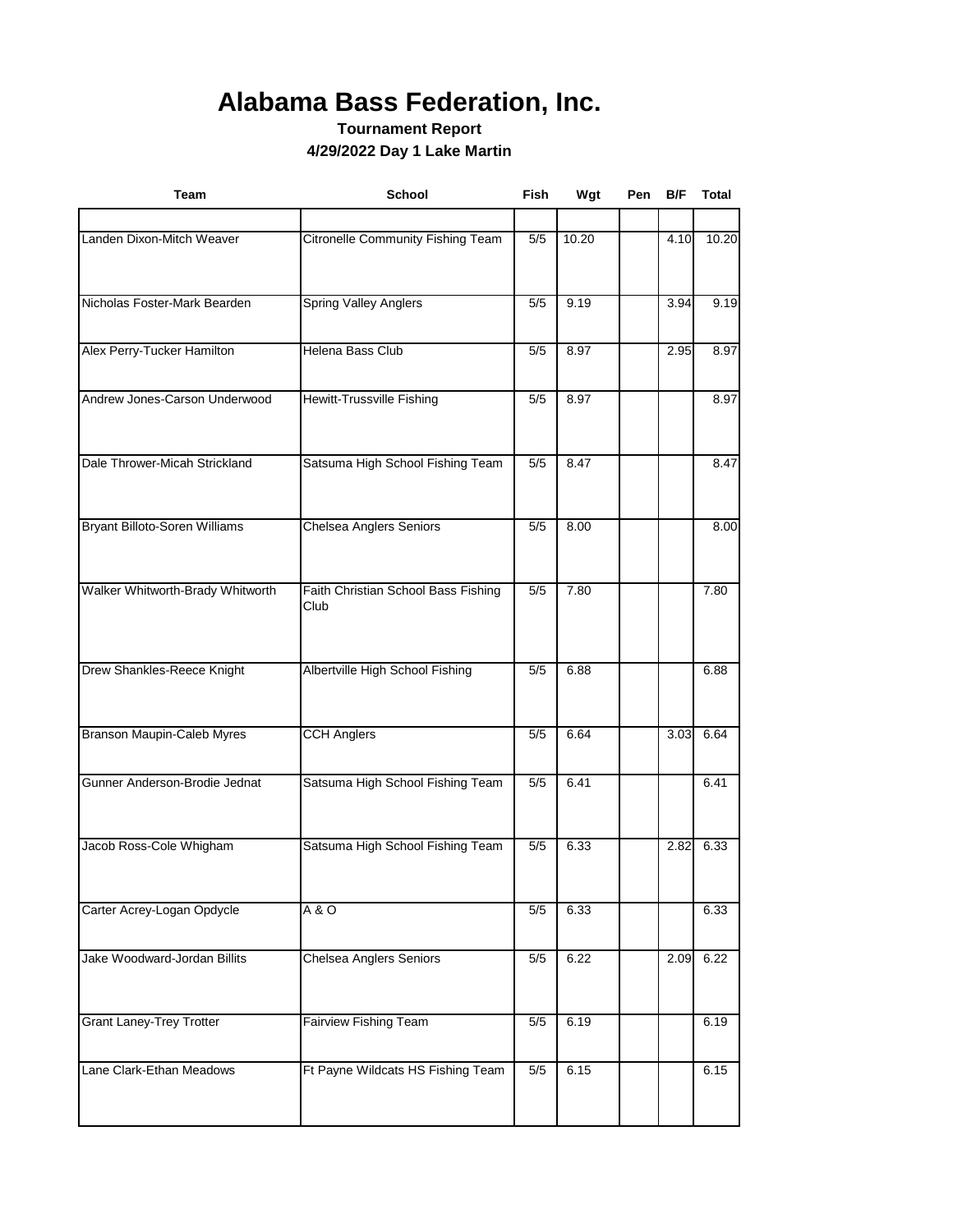# Alabama Bass Federation, Inc.

**Tournament Report**

**4/29/2022 Day 1 Lake Martin**

| Team | School | Fish | Wgt | Pen | B/F | Total |
|---|---|---|---|---|---|---|
| Landen Dixon-Mitch Weaver | Citronelle Community Fishing Team | 5/5 | 10.20 | | 4.10 | 10.20 |
| Nicholas Foster-Mark Bearden | Spring Valley Anglers | 5/5 | 9.19 | | 3.94 | 9.19 |
| Alex Perry-Tucker Hamilton | Helena Bass Club | 5/5 | 8.97 | | 2.95 | 8.97 |
| Andrew Jones-Carson Underwood | Hewitt-Trussville Fishing | 5/5 | 8.97 | | | 8.97 |
| Dale Thrower-Micah Strickland | Satsuma High School Fishing Team | 5/5 | 8.47 | | | 8.47 |
| Bryant Billoto-Soren Williams | Chelsea Anglers Seniors | 5/5 | 8.00 | | | 8.00 |
| Walker Whitworth-Brady Whitworth | Faith Christian School Bass Fishing Club | 5/5 | 7.80 | | | 7.80 |
| Drew Shankles-Reece Knight | Albertville High School Fishing | 5/5 | 6.88 | | | 6.88 |
| Branson Maupin-Caleb Myres | CCH Anglers | 5/5 | 6.64 | | 3.03 | 6.64 |
| Gunner Anderson-Brodie Jednat | Satsuma High School Fishing Team | 5/5 | 6.41 | | | 6.41 |
| Jacob Ross-Cole Whigham | Satsuma High School Fishing Team | 5/5 | 6.33 | | 2.82 | 6.33 |
| Carter Acrey-Logan Opdycle | A & O | 5/5 | 6.33 | | | 6.33 |
| Jake Woodward-Jordan Billits | Chelsea Anglers Seniors | 5/5 | 6.22 | | 2.09 | 6.22 |
| Grant Laney-Trey Trotter | Fairview Fishing Team | 5/5 | 6.19 | | | 6.19 |
| Lane Clark-Ethan Meadows | Ft Payne Wildcats HS Fishing Team | 5/5 | 6.15 | | | 6.15 |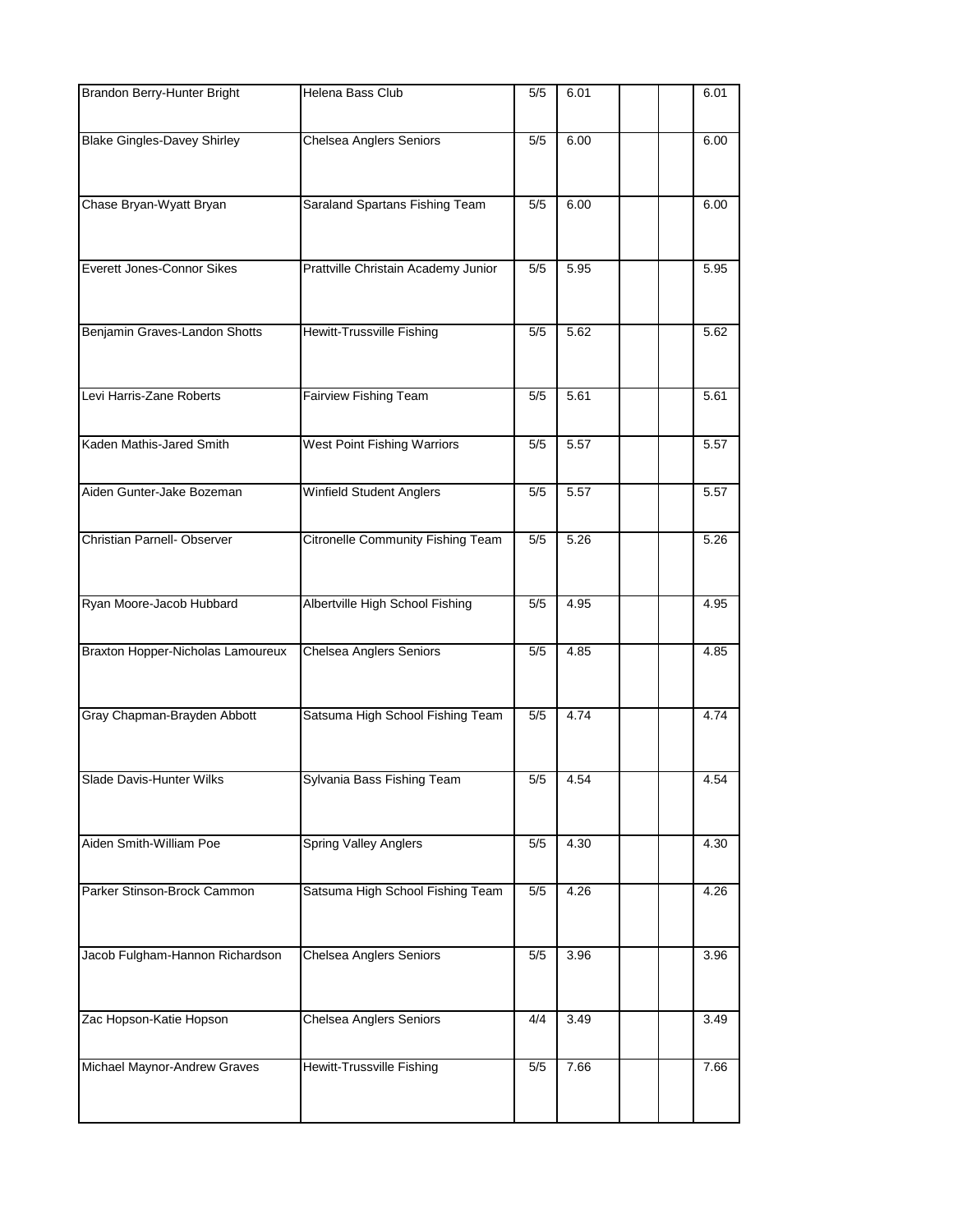| | | | | | | |
|---|---|---|---|---|---|---|
| Brandon Berry-Hunter Bright | Helena Bass Club | 5/5 | 6.01 | | | 6.01 |
| Blake Gingles-Davey Shirley | Chelsea Anglers Seniors | 5/5 | 6.00 | | | 6.00 |
| Chase Bryan-Wyatt Bryan | Saraland Spartans Fishing Team | 5/5 | 6.00 | | | 6.00 |
| Everett Jones-Connor Sikes | Prattville Christain Academy Junior | 5/5 | 5.95 | | | 5.95 |
| Benjamin Graves-Landon Shotts | Hewitt-Trussville Fishing | 5/5 | 5.62 | | | 5.62 |
| Levi Harris-Zane Roberts | Fairview Fishing Team | 5/5 | 5.61 | | | 5.61 |
| Kaden Mathis-Jared Smith | West Point Fishing Warriors | 5/5 | 5.57 | | | 5.57 |
| Aiden Gunter-Jake Bozeman | Winfield Student Anglers | 5/5 | 5.57 | | | 5.57 |
| Christian Parnell- Observer | Citronelle Community Fishing Team | 5/5 | 5.26 | | | 5.26 |
| Ryan Moore-Jacob Hubbard | Albertville High School Fishing | 5/5 | 4.95 | | | 4.95 |
| Braxton Hopper-Nicholas Lamoureux | Chelsea Anglers Seniors | 5/5 | 4.85 | | | 4.85 |
| Gray Chapman-Brayden Abbott | Satsuma High School Fishing Team | 5/5 | 4.74 | | | 4.74 |
| Slade Davis-Hunter Wilks | Sylvania Bass Fishing Team | 5/5 | 4.54 | | | 4.54 |
| Aiden Smith-William Poe | Spring Valley Anglers | 5/5 | 4.30 | | | 4.30 |
| Parker Stinson-Brock Cammon | Satsuma High School Fishing Team | 5/5 | 4.26 | | | 4.26 |
| Jacob Fulgham-Hannon Richardson | Chelsea Anglers Seniors | 5/5 | 3.96 | | | 3.96 |
| Zac Hopson-Katie Hopson | Chelsea Anglers Seniors | 4/4 | 3.49 | | | 3.49 |
| Michael Maynor-Andrew Graves | Hewitt-Trussville Fishing | 5/5 | 7.66 | | | 7.66 |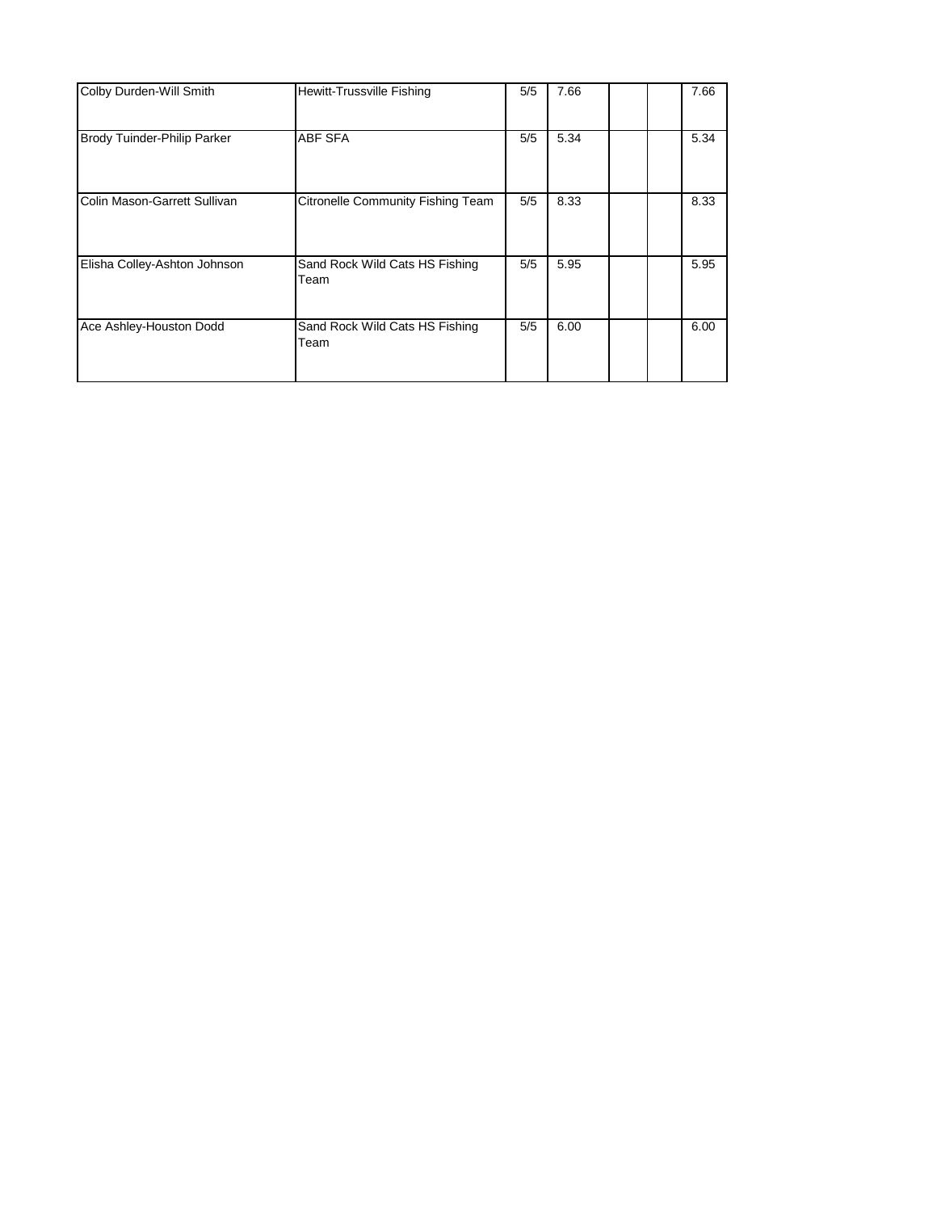| | | | | | | |
|---|---|---|---|---|---|---|
| Colby Durden-Will Smith | Hewitt-Trussville Fishing | 5/5 | 7.66 | | | 7.66 |
| Brody Tuinder-Philip Parker | ABF SFA | 5/5 | 5.34 | | | 5.34 |
| Colin Mason-Garrett Sullivan | Citronelle Community Fishing Team | 5/5 | 8.33 | | | 8.33 |
| Elisha Colley-Ashton Johnson | Sand Rock Wild Cats HS Fishing Team | 5/5 | 5.95 | | | 5.95 |
| Ace Ashley-Houston Dodd | Sand Rock Wild Cats HS Fishing Team | 5/5 | 6.00 | | | 6.00 |